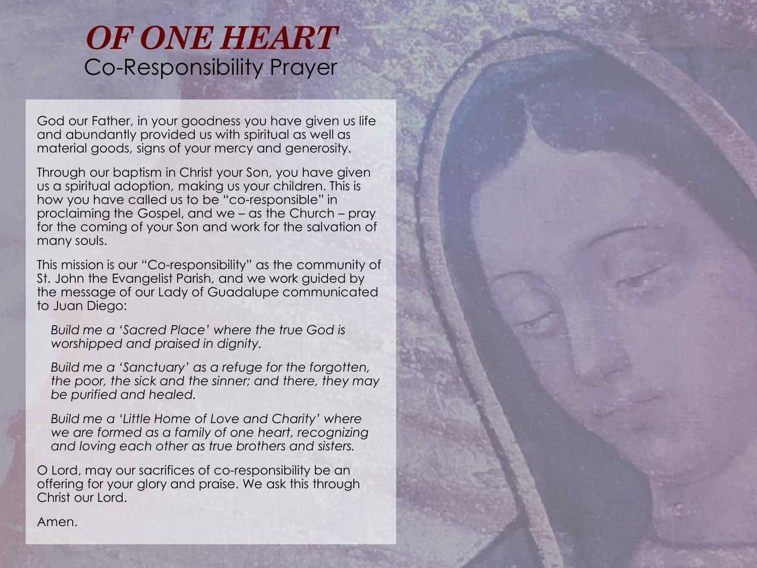# *OF ONE HEART*

## Co-Responsibility Prayer

God our Father, in your goodness you have given us life and abundantly provided us with spiritual as well as material goods, signs of your mercy and generosity.

Through our baptism in Christ your Son, you have given us a spiritual adoption, making us your children. This is how you have called us to be "co-responsible" in proclaiming the Gospel, and we – as the Church – pray for the coming of your Son and work for the salvation of many souls.

This mission is our "Co-responsibility" as the community of St. John the Evangelist Parish, and we work guided by the message of our Lady of Guadalupe communicated to Juan Diego:

> *Build me a 'Sacred Place' where the true God is worshipped and praised in dignity.*
>
> *Build me a 'Sanctuary' as a refuge for the forgotten, the poor, the sick and the sinner; and there, they may be purified and healed.*
>
> *Build me a 'Little Home of Love and Charity' where we are formed as a family of one heart, recognizing and loving each other as true brothers and sisters.*

O Lord, may our sacrifices of co-responsibility be an offering for your glory and praise. We ask this through Christ our Lord.

Amen.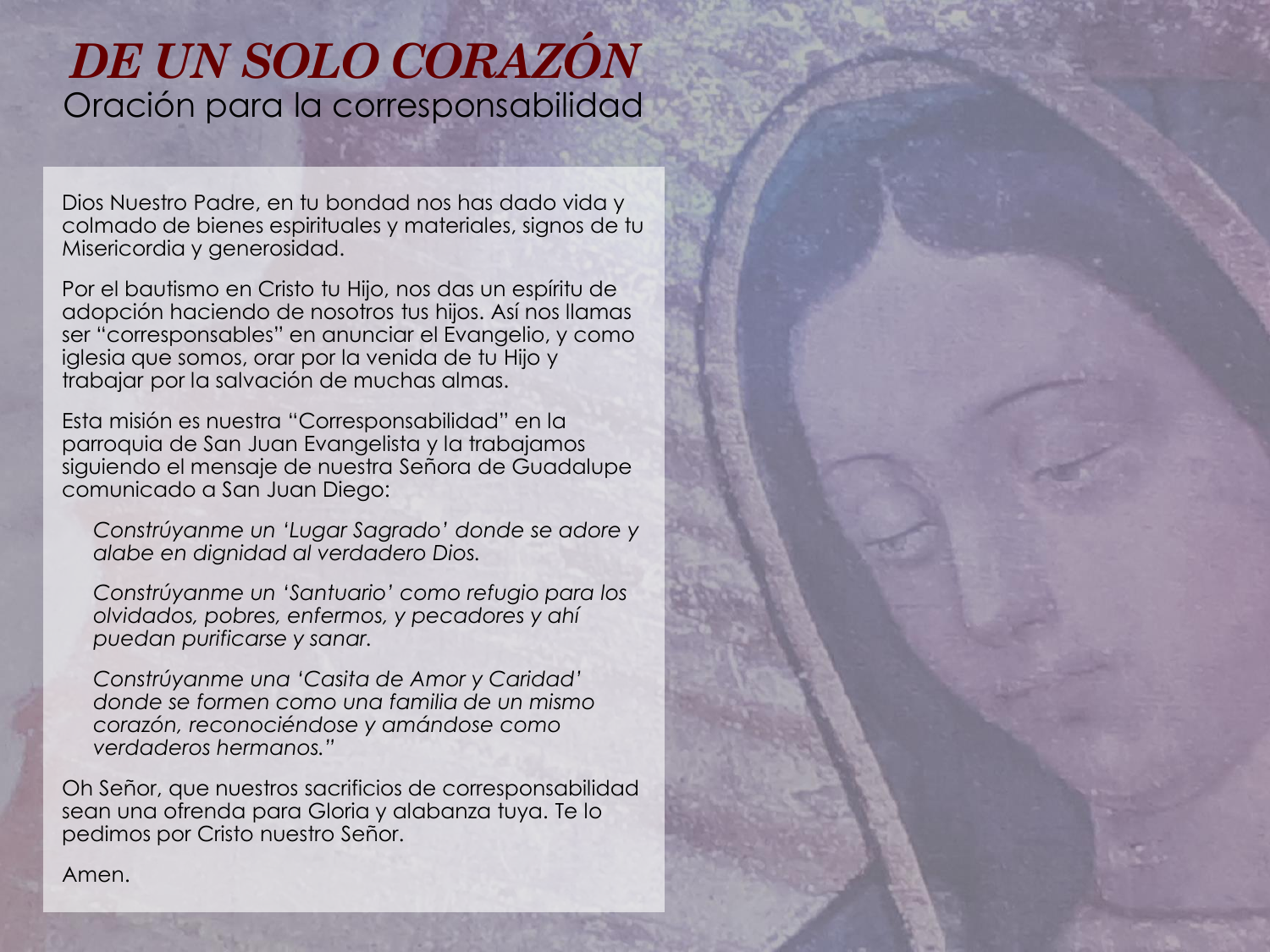# DE UN SOLO CORAZÓN

## Oración para la corresponsabilidad

Dios Nuestro Padre, en tu bondad nos has dado vida y colmado de bienes espirituales y materiales, signos de tu Misericordia y generosidad.

Por el bautismo en Cristo tu Hijo, nos das un espíritu de adopción haciendo de nosotros tus hijos. Así nos llamas ser "corresponsables" en anunciar el Evangelio, y como iglesia que somos, orar por la venida de tu Hijo y trabajar por la salvación de muchas almas.

Esta misión es nuestra "Corresponsabilidad" en la parroquia de San Juan Evangelista y la trabajamos siguiendo el mensaje de nuestra Señora de Guadalupe comunicado a San Juan Diego:

> *Constrúyanme un 'Lugar Sagrado' donde se adore y alabe en dignidad al verdadero Dios.*
>
> *Constrúyanme un 'Santuario' como refugio para los olvidados, pobres, enfermos, y pecadores y ahí puedan purificarse y sanar.*
>
> *Constrúyanme una 'Casita de Amor y Caridad' donde se formen como una familia de un mismo corazón, reconociéndose y amándose como verdaderos hermanos."*

Oh Señor, que nuestros sacrificios de corresponsabilidad sean una ofrenda para Gloria y alabanza tuya. Te lo pedimos por Cristo nuestro Señor.

Amen.